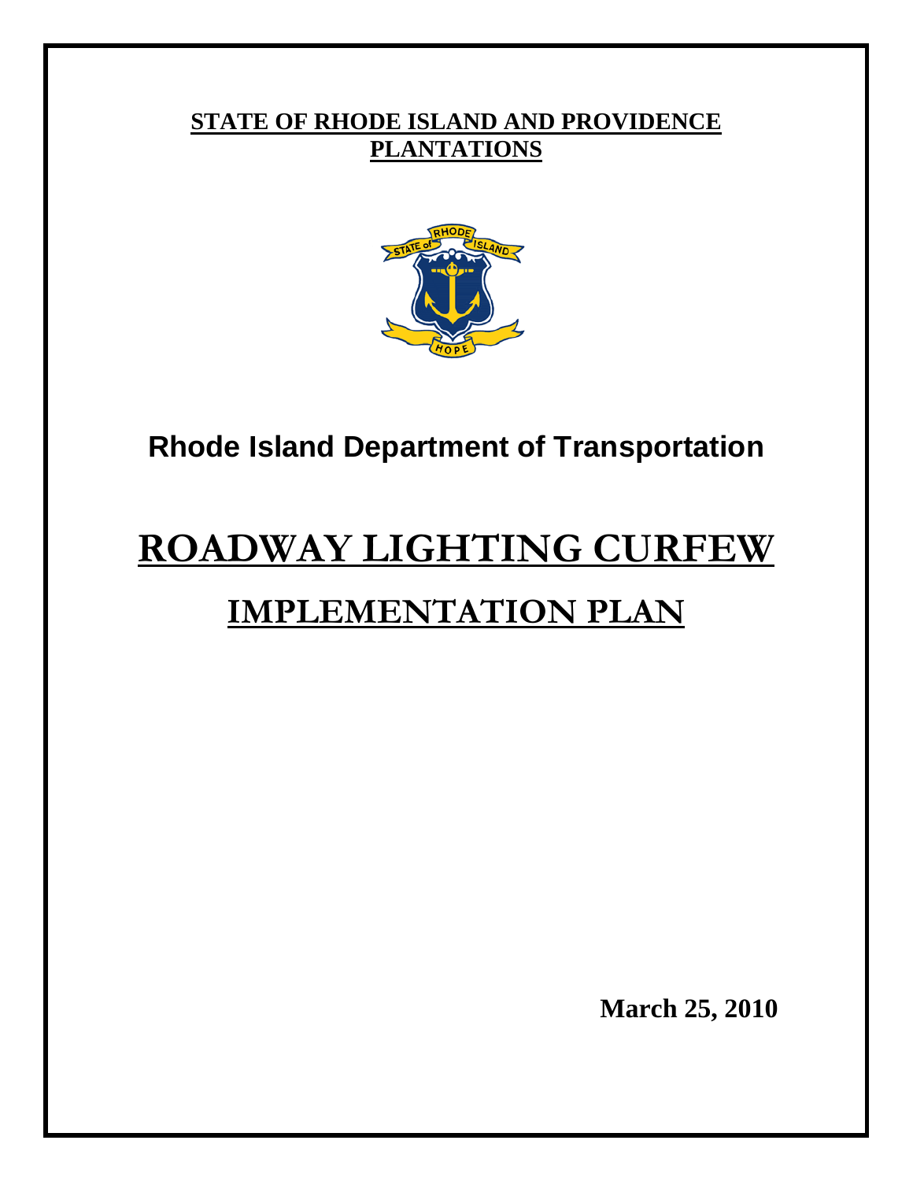**STATE OF RHODE ISLAND AND PROVIDENCE PLANTATIONS**

## Rhode Island Department of Transportation

# ROADWAY LIGHTING CURFEW

# IMPLEMENTATION PLAN

**March 25, 2010**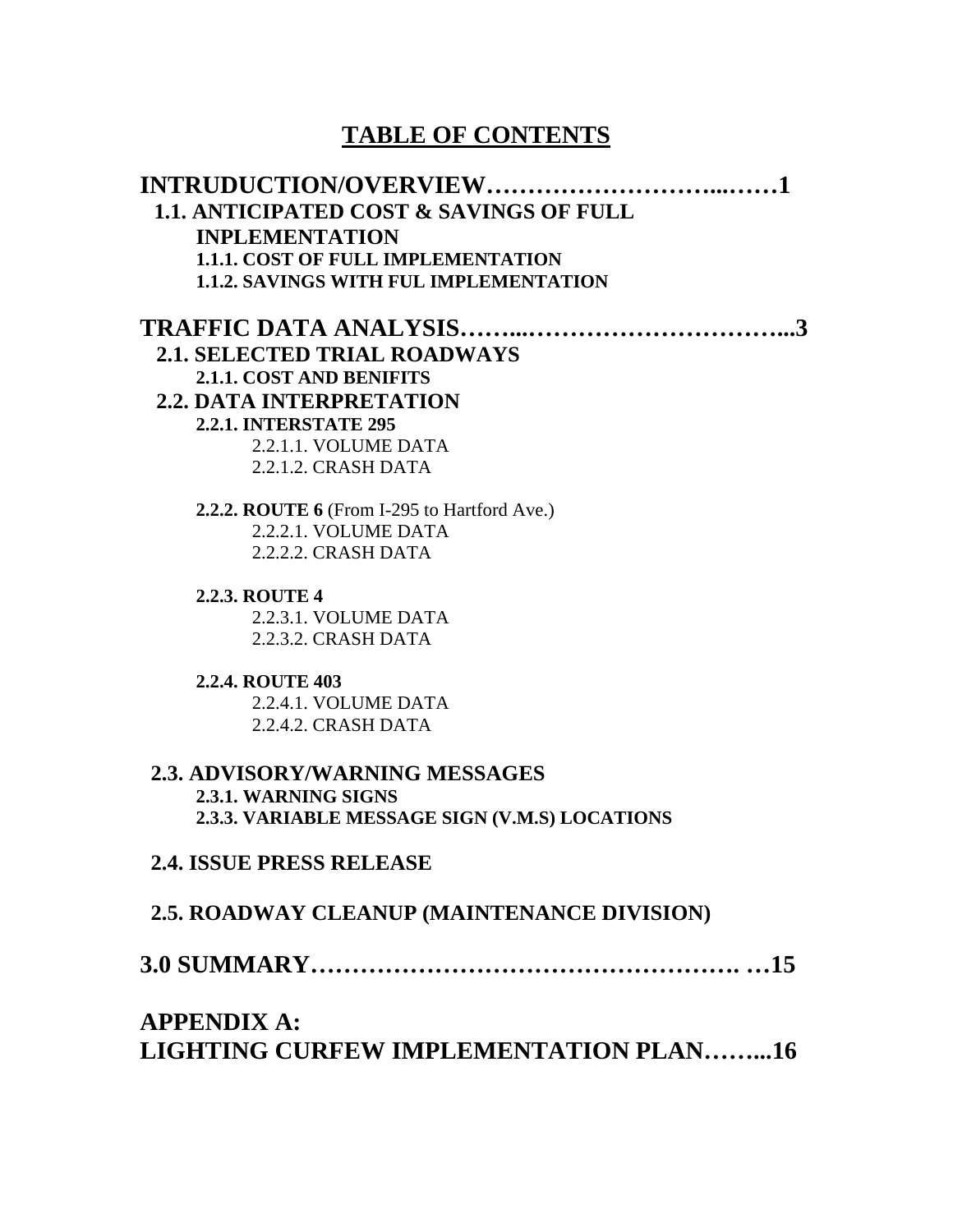# TABLE OF CONTENTS

**INTRUDUCTION/OVERVIEW…………………………...……1**

**1.1. ANTICIPATED COST & SAVINGS OF FULL INPLEMENTATION**

**1.1.1. COST OF FULL IMPLEMENTATION**

**1.1.2. SAVINGS WITH FUL IMPLEMENTATION**

**TRAFFIC DATA ANALYSIS……...…………………………...3**

**2.1. SELECTED TRIAL ROADWAYS**

**2.1.1. COST AND BENIFITS**

**2.2. DATA INTERPRETATION**

**2.2.1. INTERSTATE 295**

2.2.1.1. VOLUME DATA

2.2.1.2. CRASH DATA

**2.2.2. ROUTE 6** (From I-295 to Hartford Ave.)

2.2.2.1. VOLUME DATA

2.2.2.2. CRASH DATA

**2.2.3. ROUTE 4**

2.2.3.1. VOLUME DATA

2.2.3.2. CRASH DATA

**2.2.4. ROUTE 403**

2.2.4.1. VOLUME DATA

2.2.4.2. CRASH DATA

**2.3. ADVISORY/WARNING MESSAGES**

**2.3.1. WARNING SIGNS**

**2.3.3. VARIABLE MESSAGE SIGN (V.M.S) LOCATIONS**

**2.4. ISSUE PRESS RELEASE**

**2.5. ROADWAY CLEANUP (MAINTENANCE DIVISION)**

**3.0 SUMMARY……………………………………………. …15**

**APPENDIX A: LIGHTING CURFEW IMPLEMENTATION PLAN……...16**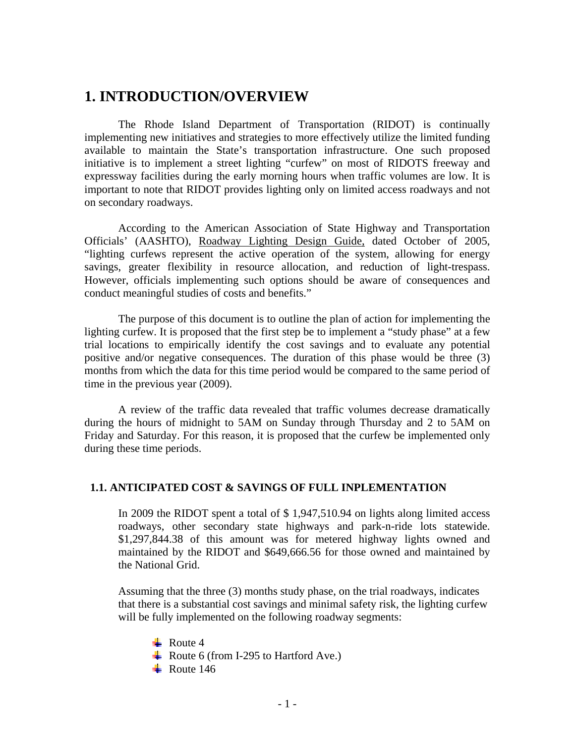# 1. INTRODUCTION/OVERVIEW

The Rhode Island Department of Transportation (RIDOT) is continually implementing new initiatives and strategies to more effectively utilize the limited funding available to maintain the State's transportation infrastructure. One such proposed initiative is to implement a street lighting "curfew" on most of RIDOTS freeway and expressway facilities during the early morning hours when traffic volumes are low. It is important to note that RIDOT provides lighting only on limited access roadways and not on secondary roadways.

According to the American Association of State Highway and Transportation Officials' (AASHTO), Roadway Lighting Design Guide, dated October of 2005, "lighting curfews represent the active operation of the system, allowing for energy savings, greater flexibility in resource allocation, and reduction of light-trespass. However, officials implementing such options should be aware of consequences and conduct meaningful studies of costs and benefits."

The purpose of this document is to outline the plan of action for implementing the lighting curfew. It is proposed that the first step be to implement a "study phase" at a few trial locations to empirically identify the cost savings and to evaluate any potential positive and/or negative consequences. The duration of this phase would be three (3) months from which the data for this time period would be compared to the same period of time in the previous year (2009).

A review of the traffic data revealed that traffic volumes decrease dramatically during the hours of midnight to 5AM on Sunday through Thursday and 2 to 5AM on Friday and Saturday. For this reason, it is proposed that the curfew be implemented only during these time periods.

## 1.1. ANTICIPATED COST & SAVINGS OF FULL INPLEMENTATION

In 2009 the RIDOT spent a total of $ 1,947,510.94 on lights along limited access roadways, other secondary state highways and park-n-ride lots statewide. $1,297,844.38 of this amount was for metered highway lights owned and maintained by the RIDOT and $649,666.56 for those owned and maintained by the National Grid.

Assuming that the three (3) months study phase, on the trial roadways, indicates that there is a substantial cost savings and minimal safety risk, the lighting curfew will be fully implemented on the following roadway segments:

- Route 4
- Route 6 (from I-295 to Hartford Ave.)
- Route 146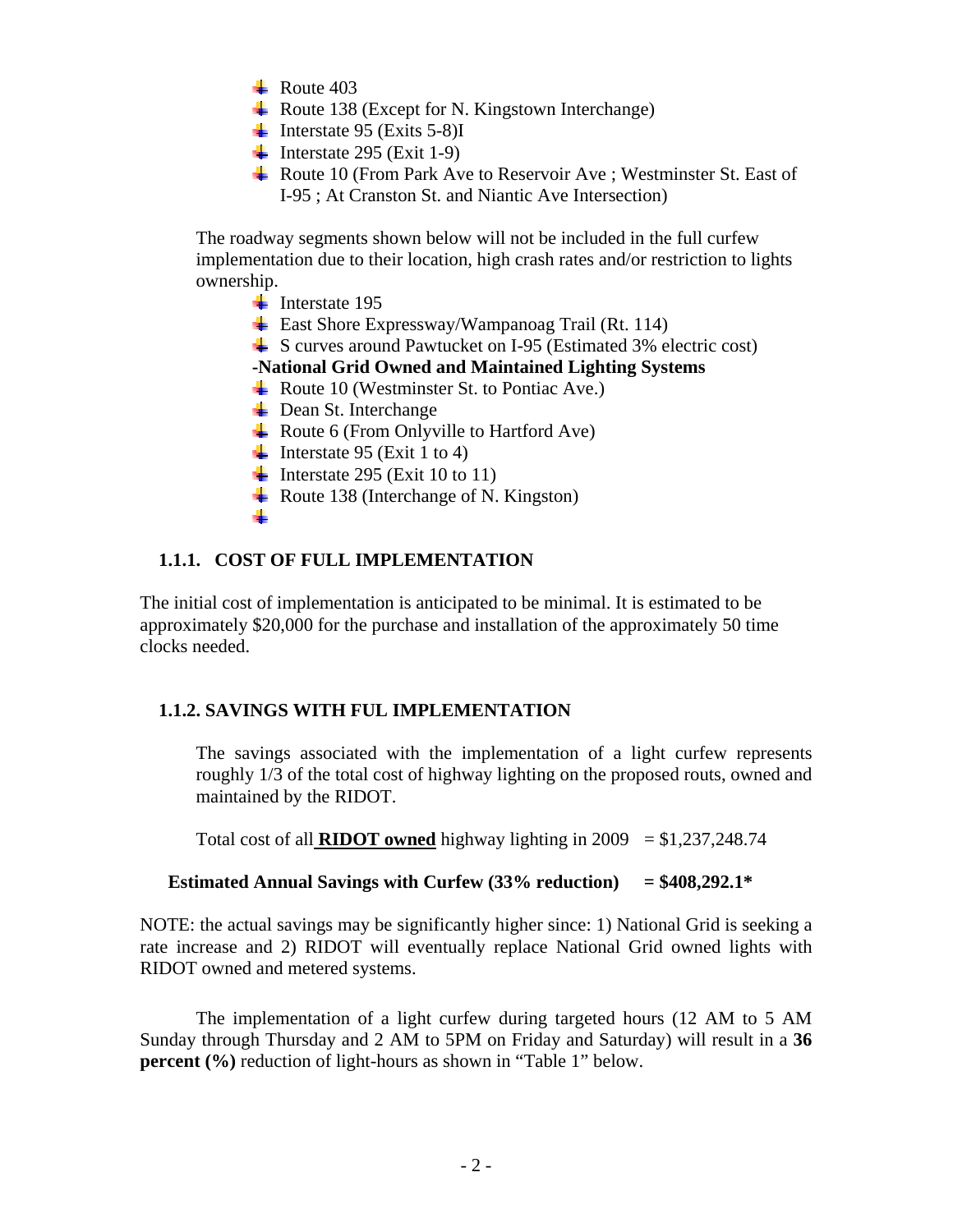- Route 403
- Route 138 (Except for N. Kingstown Interchange)
- Interstate 95 (Exits 5-8)I
- Interstate 295 (Exit 1-9)
- Route 10 (From Park Ave to Reservoir Ave ; Westminster St. East of I-95 ; At Cranston St. and Niantic Ave Intersection)

The roadway segments shown below will not be included in the full curfew implementation due to their location, high crash rates and/or restriction to lights ownership.

- Interstate 195
- East Shore Expressway/Wampanoag Trail (Rt. 114)
- S curves around Pawtucket on I-95 (Estimated 3% electric cost)

**-National Grid Owned and Maintained Lighting Systems**

- Route 10 (Westminster St. to Pontiac Ave.)
- Dean St. Interchange
- Route 6 (From Onlyville to Hartford Ave)
- Interstate 95 (Exit 1 to 4)
- Interstate 295 (Exit 10 to 11)
- Route 138 (Interchange of N. Kingston)

### 1.1.1. COST OF FULL IMPLEMENTATION

The initial cost of implementation is anticipated to be minimal. It is estimated to be approximately $20,000 for the purchase and installation of the approximately 50 time clocks needed.

### 1.1.2. SAVINGS WITH FUL IMPLEMENTATION

The savings associated with the implementation of a light curfew represents roughly 1/3 of the total cost of highway lighting on the proposed routs, owned and maintained by the RIDOT.

Total cost of all **<u>RIDOT owned</u>** highway lighting in 2009 = $1,237,248.74

**Estimated Annual Savings with Curfew (33% reduction) = $408,292.1***

NOTE: the actual savings may be significantly higher since: 1) National Grid is seeking a rate increase and 2) RIDOT will eventually replace National Grid owned lights with RIDOT owned and metered systems.

The implementation of a light curfew during targeted hours (12 AM to 5 AM Sunday through Thursday and 2 AM to 5PM on Friday and Saturday) will result in a **36 percent (%)** reduction of light-hours as shown in "Table 1" below.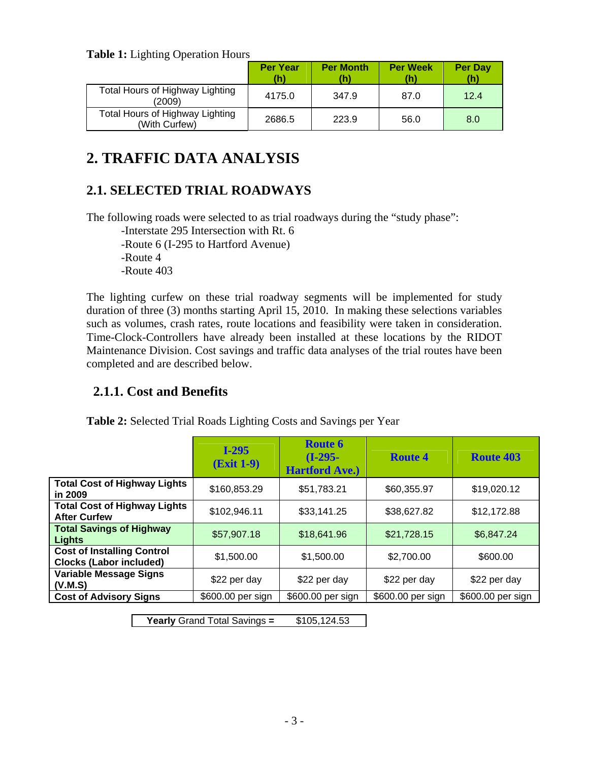**Table 1:** Lighting Operation Hours

| | Per Year (h) | Per Month (h) | Per Week (h) | Per Day (h) |
|---|---|---|---|---|
| Total Hours of Highway Lighting (2009) | 4175.0 | 347.9 | 87.0 | 12.4 |
| Total Hours of Highway Lighting (With Curfew) | 2686.5 | 223.9 | 56.0 | 8.0 |

# 2. TRAFFIC DATA ANALYSIS

## 2.1. SELECTED TRIAL ROADWAYS

The following roads were selected to as trial roadways during the "study phase":

- Interstate 295 Intersection with Rt. 6
- Route 6 (I-295 to Hartford Avenue)
- Route 4
- Route 403

The lighting curfew on these trial roadway segments will be implemented for study duration of three (3) months starting April 15, 2010. In making these selections variables such as volumes, crash rates, route locations and feasibility were taken in consideration. Time-Clock-Controllers have already been installed at these locations by the RIDOT Maintenance Division. Cost savings and traffic data analyses of the trial routes have been completed and are described below.

### 2.1.1. Cost and Benefits

**Table 2:** Selected Trial Roads Lighting Costs and Savings per Year

| | I-295 (Exit 1-9) | Route 6 (I-295-Hartford Ave.) | Route 4 | Route 403 |
|---|---|---|---|---|
| **Total Cost of Highway Lights in 2009** | $160,853.29 | $51,783.21 | $60,355.97 | $19,020.12 |
| **Total Cost of Highway Lights After Curfew** | $102,946.11 | $33,141.25 | $38,627.82 | $12,172.88 |
| **Total Savings of Highway Lights** | $57,907.18 | $18,641.96 | $21,728.15 | $6,847.24 |
| **Cost of Installing Control Clocks (Labor included)** | $1,500.00 | $1,500.00 | $2,700.00 | $600.00 |
| **Variable Message Signs (V.M.S)** | $22 per day | $22 per day | $22 per day | $22 per day |
| **Cost of Advisory Signs** | $600.00 per sign | $600.00 per sign | $600.00 per sign | $600.00 per sign |

| **Yearly** Grand Total Savings **=** | $105,124.53 |
|---|---|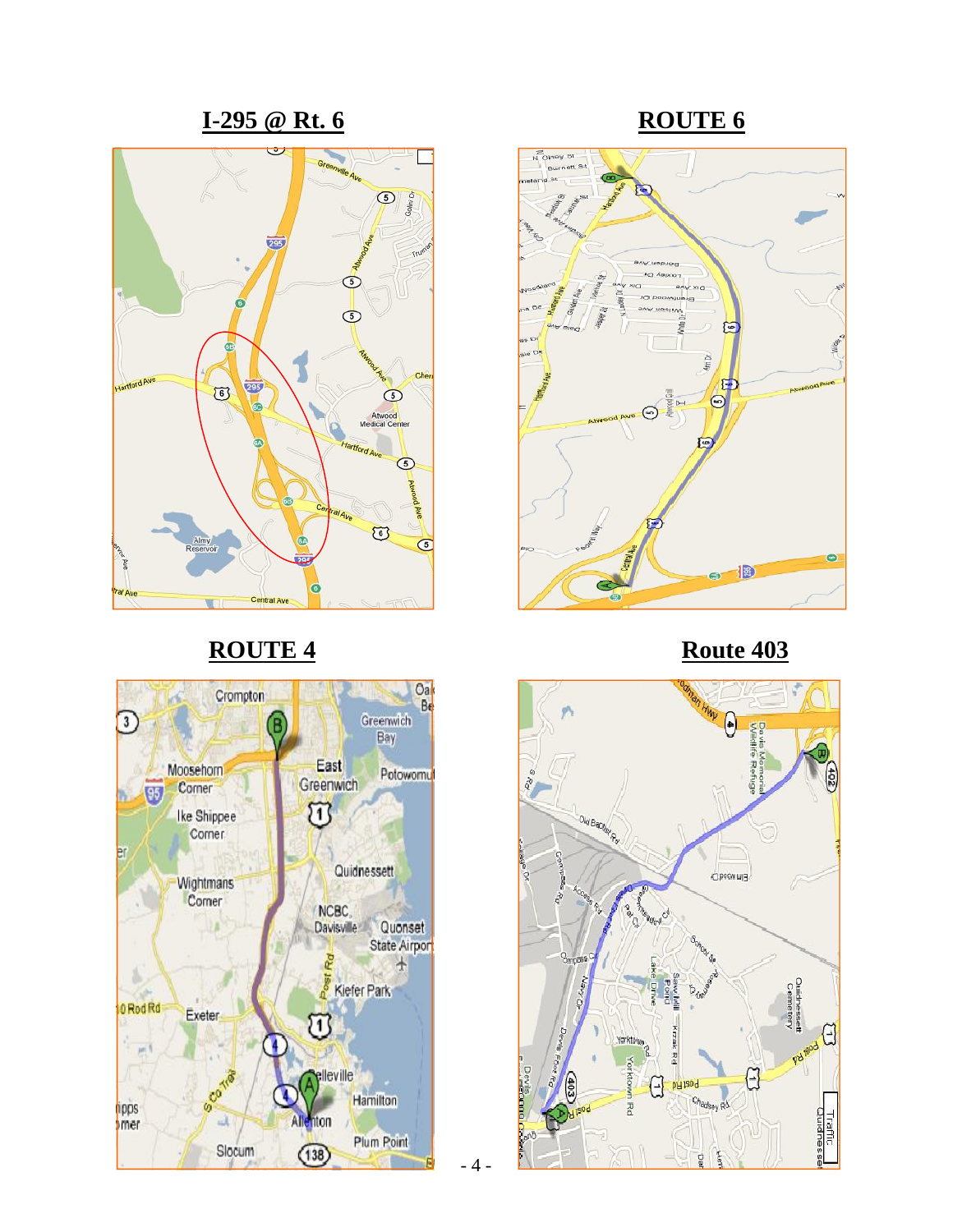## I-295 @ Rt. 6

## ROUTE 6

## ROUTE 4

## Route 403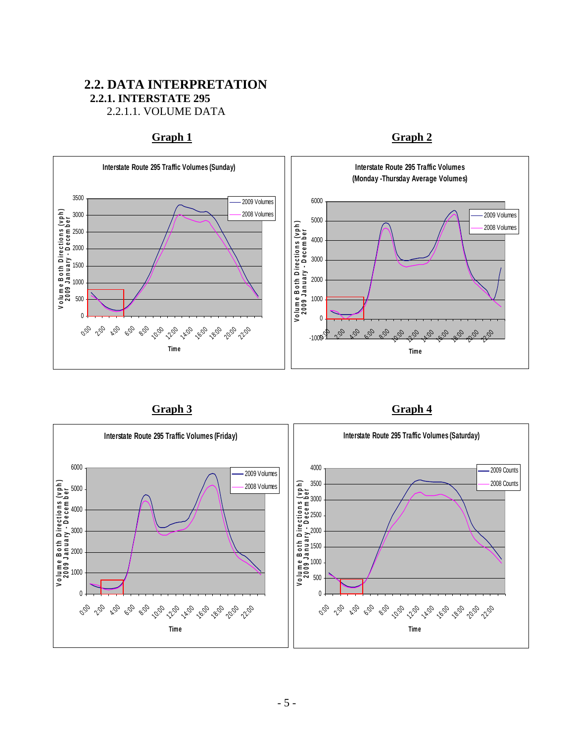## 2.2. DATA INTERPRETATION

### 2.2.1. INTERSTATE 295

#### 2.2.1.1. VOLUME DATA

**Graph 1**

**Graph 2**

**Graph 3**

**Graph 4**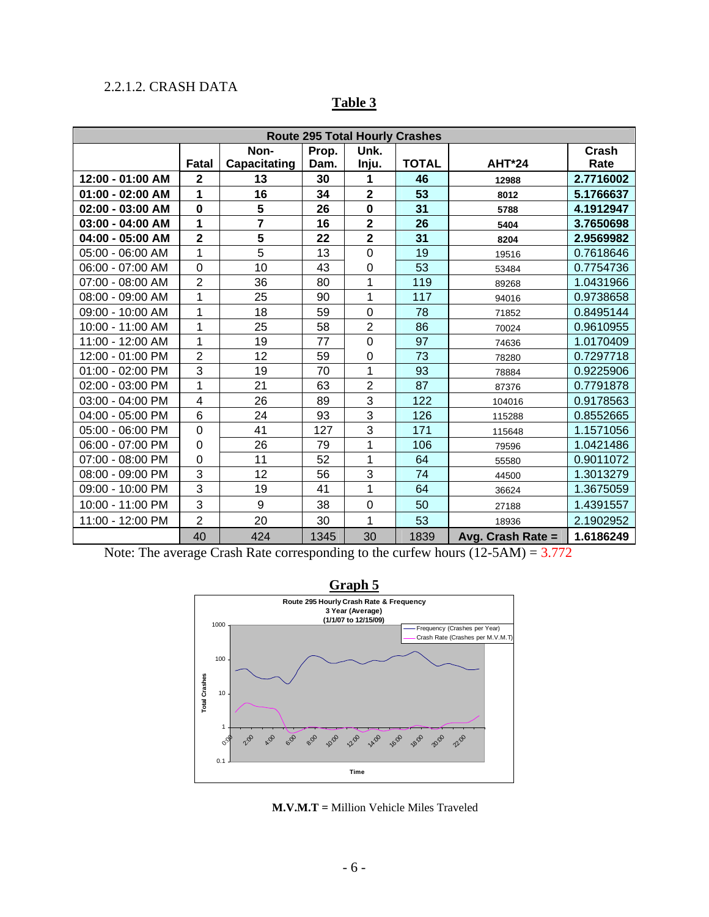2.2.1.2. CRASH DATA

**Table 3**

| Route 295 Total Hourly Crashes | | | | | | | |
|---|---|---|---|---|---|---|---|
| | Fatal | Non-Capacitating | Prop. Dam. | Unk. Inju. | TOTAL | AHT*24 | Crash Rate |
| **12:00 - 01:00 AM** | **2** | **13** | **30** | **1** | **46** | **12988** | **2.7716002** |
| **01:00 - 02:00 AM** | **1** | **16** | **34** | **2** | **53** | **8012** | **5.1766637** |
| **02:00 - 03:00 AM** | **0** | **5** | **26** | **0** | **31** | **5788** | **4.1912947** |
| **03:00 - 04:00 AM** | **1** | **7** | **16** | **2** | **26** | **5404** | **3.7650698** |
| **04:00 - 05:00 AM** | **2** | **5** | **22** | **2** | **31** | **8204** | **2.9569982** |
| 05:00 - 06:00 AM | 1 | 5 | 13 | 0 | 19 | 19516 | 0.7618646 |
| 06:00 - 07:00 AM | 0 | 10 | 43 | 0 | 53 | 53484 | 0.7754736 |
| 07:00 - 08:00 AM | 2 | 36 | 80 | 1 | 119 | 89268 | 1.0431966 |
| 08:00 - 09:00 AM | 1 | 25 | 90 | 1 | 117 | 94016 | 0.9738658 |
| 09:00 - 10:00 AM | 1 | 18 | 59 | 0 | 78 | 71852 | 0.8495144 |
| 10:00 - 11:00 AM | 1 | 25 | 58 | 2 | 86 | 70024 | 0.9610955 |
| 11:00 - 12:00 AM | 1 | 19 | 77 | 0 | 97 | 74636 | 1.0170409 |
| 12:00 - 01:00 PM | 2 | 12 | 59 | 0 | 73 | 78280 | 0.7297718 |
| 01:00 - 02:00 PM | 3 | 19 | 70 | 1 | 93 | 78884 | 0.9225906 |
| 02:00 - 03:00 PM | 1 | 21 | 63 | 2 | 87 | 87376 | 0.7791878 |
| 03:00 - 04:00 PM | 4 | 26 | 89 | 3 | 122 | 104016 | 0.9178563 |
| 04:00 - 05:00 PM | 6 | 24 | 93 | 3 | 126 | 115288 | 0.8552665 |
| 05:00 - 06:00 PM | 0 | 41 | 127 | 3 | 171 | 115648 | 1.1571056 |
| 06:00 - 07:00 PM | 0 | 26 | 79 | 1 | 106 | 79596 | 1.0421486 |
| 07:00 - 08:00 PM | 0 | 11 | 52 | 1 | 64 | 55580 | 0.9011072 |
| 08:00 - 09:00 PM | 3 | 12 | 56 | 3 | 74 | 44500 | 1.3013279 |
| 09:00 - 10:00 PM | 3 | 19 | 41 | 1 | 64 | 36624 | 1.3675059 |
| 10:00 - 11:00 PM | 3 | 9 | 38 | 0 | 50 | 27188 | 1.4391557 |
| 11:00 - 12:00 PM | 2 | 20 | 30 | 1 | 53 | 18936 | 2.1902952 |
| | 40 | 424 | 1345 | 30 | 1839 | **Avg. Crash Rate =** | **1.6186249** |

Note: The average Crash Rate corresponding to the curfew hours (12-5AM) = 3.772

**Graph 5**

Route 295 Hourly Crash Rate & Frequency
3 Year (Average)
(1/1/07 to 12/15/09)

**M.V.M.T =** Million Vehicle Miles Traveled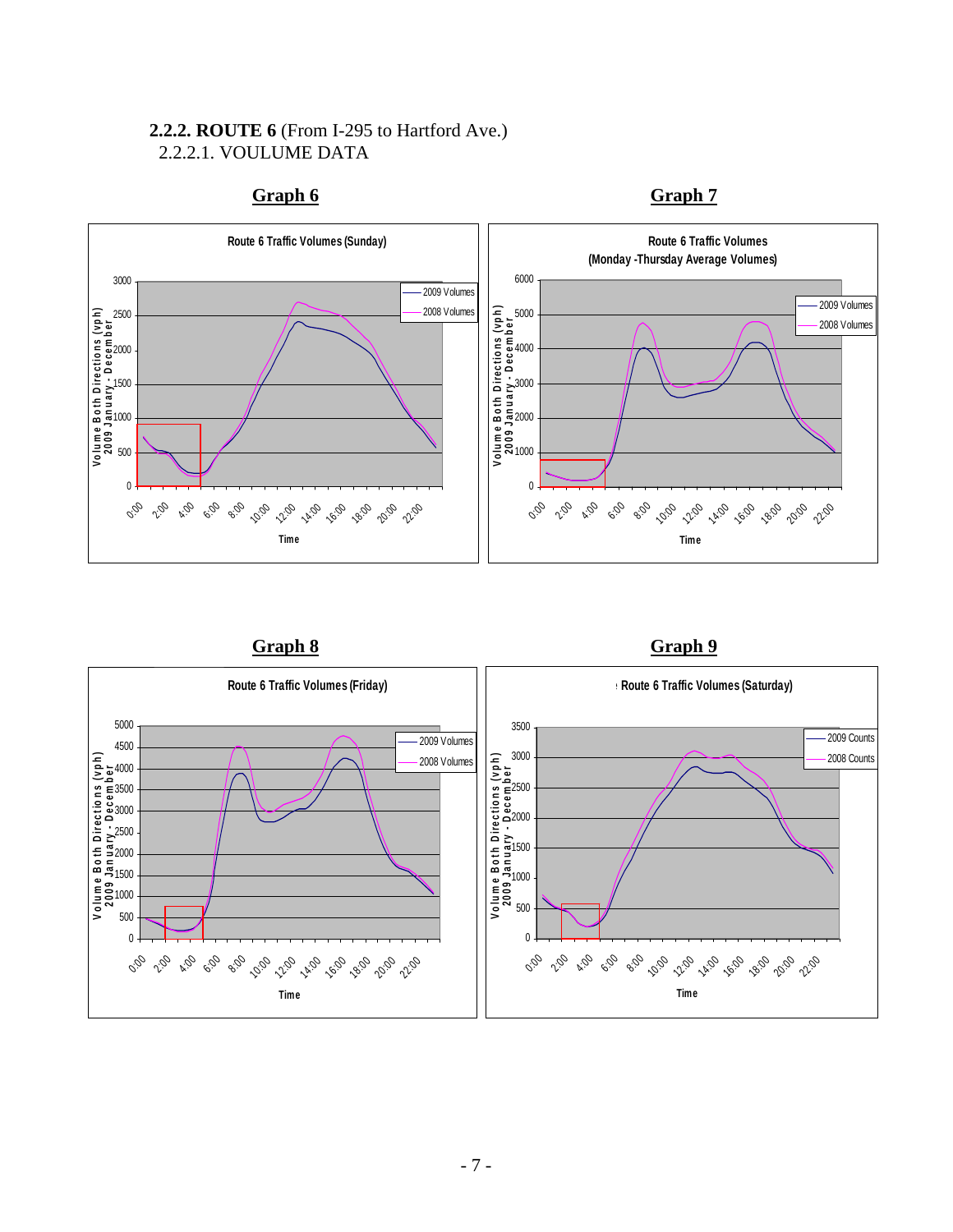**2.2.2. ROUTE 6** (From I-295 to Hartford Ave.)
2.2.2.1. VOULUME DATA

**Graph 6**

Route 6 Traffic Volumes (Sunday)

**Graph 7**

Route 6 Traffic Volumes (Monday -Thursday Average Volumes)

**Graph 8**

Route 6 Traffic Volumes (Friday)

**Graph 9**

Route 6 Traffic Volumes (Saturday)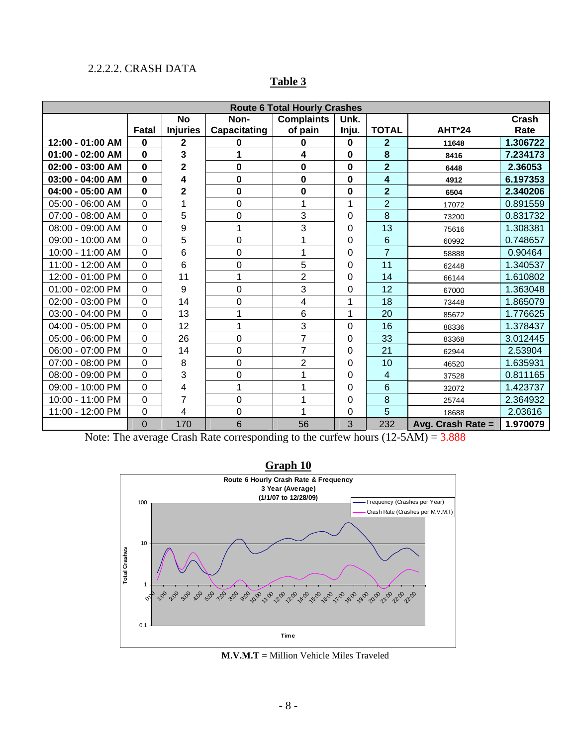2.2.2.2. CRASH DATA

**Table 3**

| Route 6 Total Hourly Crashes | | | | | | | | |
|---|---|---|---|---|---|---|---|---|
| | Fatal | No Injuries | Non-Capacitating | Complaints of pain | Unk. Inju. | TOTAL | AHT*24 | Crash Rate |
| **12:00 - 01:00 AM** | **0** | **2** | **0** | **0** | **0** | **2** | **11648** | **1.306722** |
| **01:00 - 02:00 AM** | **0** | **3** | **1** | **4** | **0** | **8** | **8416** | **7.234173** |
| **02:00 - 03:00 AM** | **0** | **2** | **0** | **0** | **0** | **2** | **6448** | **2.36053** |
| **03:00 - 04:00 AM** | **0** | **4** | **0** | **0** | **0** | **4** | **4912** | **6.197353** |
| **04:00 - 05:00 AM** | **0** | **2** | **0** | **0** | **0** | **2** | **6504** | **2.340206** |
| 05:00 - 06:00 AM | 0 | 1 | 0 | 1 | 1 | 2 | 17072 | 0.891559 |
| 07:00 - 08:00 AM | 0 | 5 | 0 | 3 | 0 | 8 | 73200 | 0.831732 |
| 08:00 - 09:00 AM | 0 | 9 | 1 | 3 | 0 | 13 | 75616 | 1.308381 |
| 09:00 - 10:00 AM | 0 | 5 | 0 | 1 | 0 | 6 | 60992 | 0.748657 |
| 10:00 - 11:00 AM | 0 | 6 | 0 | 1 | 0 | 7 | 58888 | 0.90464 |
| 11:00 - 12:00 AM | 0 | 6 | 0 | 5 | 0 | 11 | 62448 | 1.340537 |
| 12:00 - 01:00 PM | 0 | 11 | 1 | 2 | 0 | 14 | 66144 | 1.610802 |
| 01:00 - 02:00 PM | 0 | 9 | 0 | 3 | 0 | 12 | 67000 | 1.363048 |
| 02:00 - 03:00 PM | 0 | 14 | 0 | 4 | 1 | 18 | 73448 | 1.865079 |
| 03:00 - 04:00 PM | 0 | 13 | 1 | 6 | 1 | 20 | 85672 | 1.776625 |
| 04:00 - 05:00 PM | 0 | 12 | 1 | 3 | 0 | 16 | 88336 | 1.378437 |
| 05:00 - 06:00 PM | 0 | 26 | 0 | 7 | 0 | 33 | 83368 | 3.012445 |
| 06:00 - 07:00 PM | 0 | 14 | 0 | 7 | 0 | 21 | 62944 | 2.53904 |
| 07:00 - 08:00 PM | 0 | 8 | 0 | 2 | 0 | 10 | 46520 | 1.635931 |
| 08:00 - 09:00 PM | 0 | 3 | 0 | 1 | 0 | 4 | 37528 | 0.811165 |
| 09:00 - 10:00 PM | 0 | 4 | 1 | 1 | 0 | 6 | 32072 | 1.423737 |
| 10:00 - 11:00 PM | 0 | 7 | 0 | 1 | 0 | 8 | 25744 | 2.364932 |
| 11:00 - 12:00 PM | 0 | 4 | 0 | 1 | 0 | 5 | 18688 | 2.03616 |
| | 0 | 170 | 6 | 56 | 3 | 232 | **Avg. Crash Rate =** | **1.970079** |

Note: The average Crash Rate corresponding to the curfew hours (12-5AM) = 3.888

**Graph 10**

Route 6 Hourly Crash Rate & Frequency
3 Year (Average)
(1/1/07 to 12/28/09)

**M.V.M.T =** Million Vehicle Miles Traveled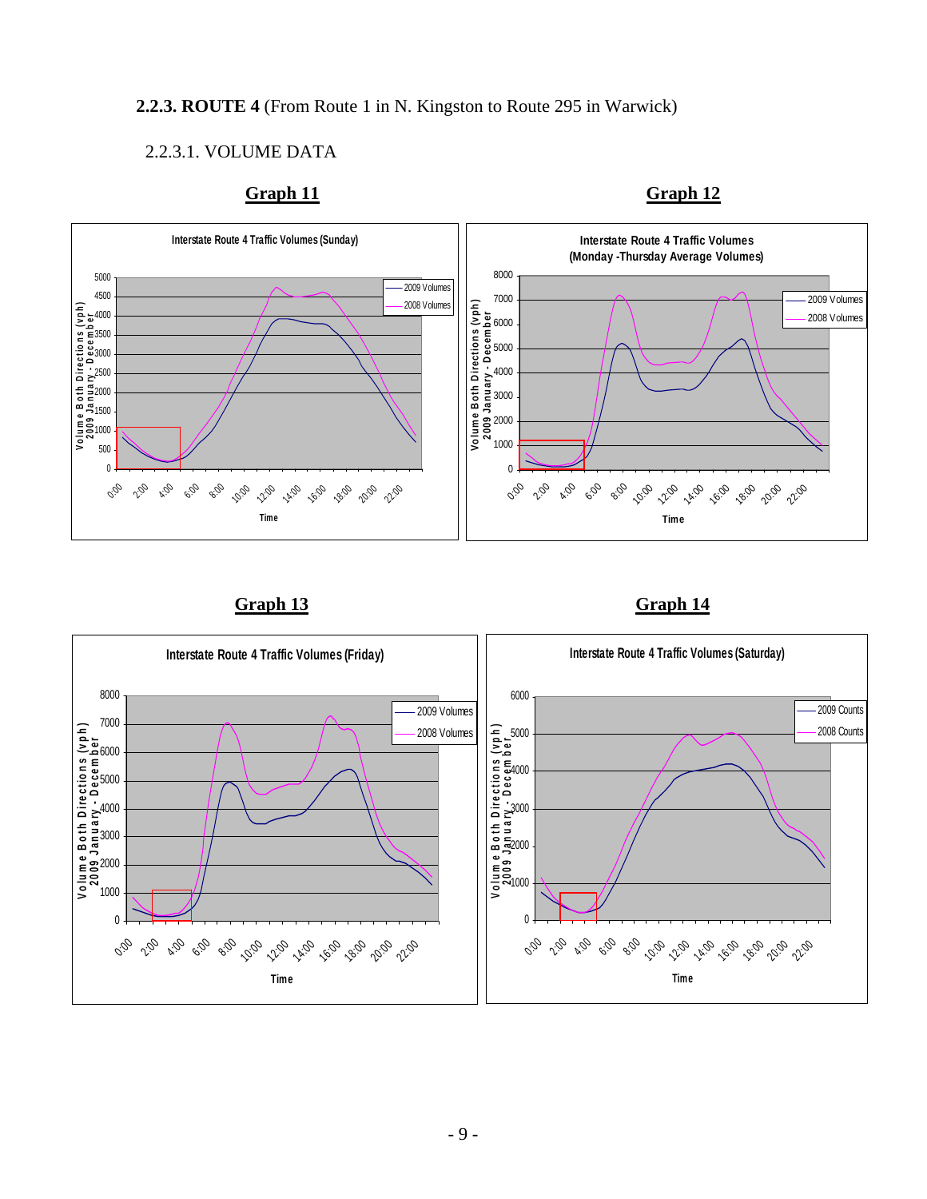## 2.2.3. ROUTE 4 (From Route 1 in N. Kingston to Route 295 in Warwick)

### 2.2.3.1. VOLUME DATA

**Graph 11**

**Graph 12**

**Graph 13**

**Graph 14**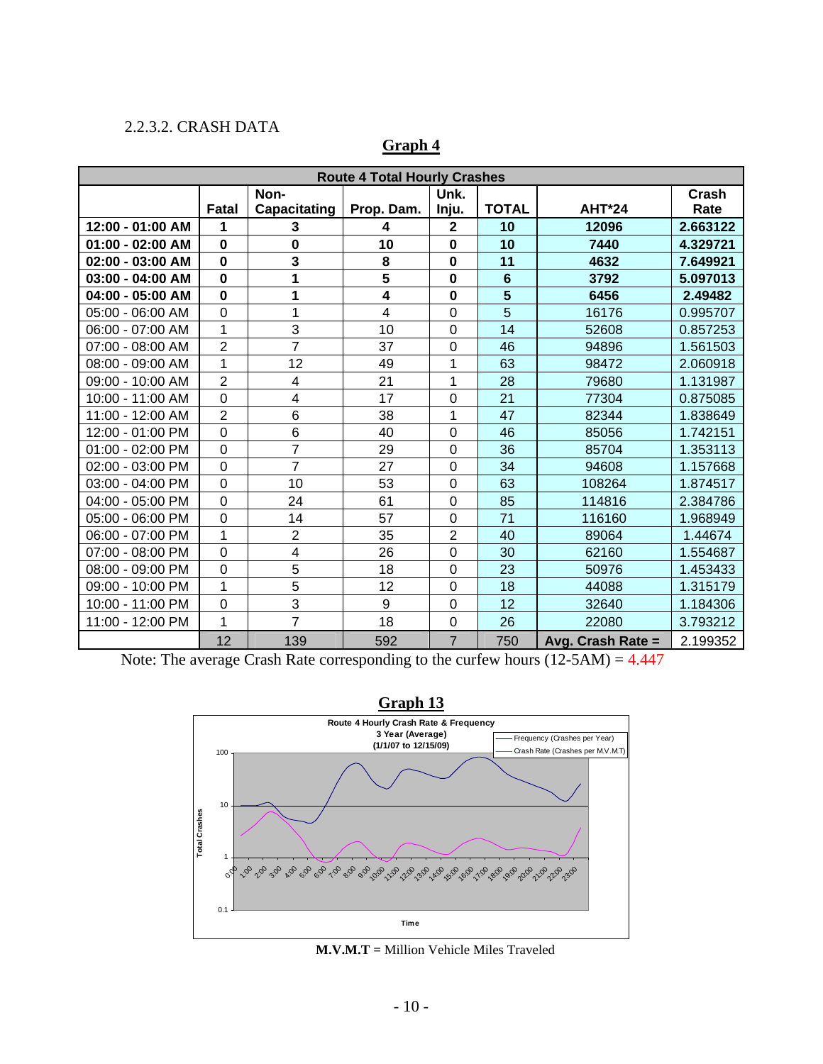2.2.3.2. CRASH DATA

**Graph 4**

| Route 4 Total Hourly Crashes | | | | | | | |
|---|---|---|---|---|---|---|---|
| | Fatal | Non-Capacitating | Prop. Dam. | Unk. Inju. | TOTAL | AHT*24 | Crash Rate |
| **12:00 - 01:00 AM** | **1** | **3** | **4** | **2** | **10** | **12096** | **2.663122** |
| **01:00 - 02:00 AM** | **0** | **0** | **10** | **0** | **10** | **7440** | **4.329721** |
| **02:00 - 03:00 AM** | **0** | **3** | **8** | **0** | **11** | **4632** | **7.649921** |
| **03:00 - 04:00 AM** | **0** | **1** | **5** | **0** | **6** | **3792** | **5.097013** |
| **04:00 - 05:00 AM** | **0** | **1** | **4** | **0** | **5** | **6456** | **2.49482** |
| 05:00 - 06:00 AM | 0 | 1 | 4 | 0 | 5 | 16176 | 0.995707 |
| 06:00 - 07:00 AM | 1 | 3 | 10 | 0 | 14 | 52608 | 0.857253 |
| 07:00 - 08:00 AM | 2 | 7 | 37 | 0 | 46 | 94896 | 1.561503 |
| 08:00 - 09:00 AM | 1 | 12 | 49 | 1 | 63 | 98472 | 2.060918 |
| 09:00 - 10:00 AM | 2 | 4 | 21 | 1 | 28 | 79680 | 1.131987 |
| 10:00 - 11:00 AM | 0 | 4 | 17 | 0 | 21 | 77304 | 0.875085 |
| 11:00 - 12:00 AM | 2 | 6 | 38 | 1 | 47 | 82344 | 1.838649 |
| 12:00 - 01:00 PM | 0 | 6 | 40 | 0 | 46 | 85056 | 1.742151 |
| 01:00 - 02:00 PM | 0 | 7 | 29 | 0 | 36 | 85704 | 1.353113 |
| 02:00 - 03:00 PM | 0 | 7 | 27 | 0 | 34 | 94608 | 1.157668 |
| 03:00 - 04:00 PM | 0 | 10 | 53 | 0 | 63 | 108264 | 1.874517 |
| 04:00 - 05:00 PM | 0 | 24 | 61 | 0 | 85 | 114816 | 2.384786 |
| 05:00 - 06:00 PM | 0 | 14 | 57 | 0 | 71 | 116160 | 1.968949 |
| 06:00 - 07:00 PM | 1 | 2 | 35 | 2 | 40 | 89064 | 1.44674 |
| 07:00 - 08:00 PM | 0 | 4 | 26 | 0 | 30 | 62160 | 1.554687 |
| 08:00 - 09:00 PM | 0 | 5 | 18 | 0 | 23 | 50976 | 1.453433 |
| 09:00 - 10:00 PM | 1 | 5 | 12 | 0 | 18 | 44088 | 1.315179 |
| 10:00 - 11:00 PM | 0 | 3 | 9 | 0 | 12 | 32640 | 1.184306 |
| 11:00 - 12:00 PM | 1 | 7 | 18 | 0 | 26 | 22080 | 3.793212 |
| | 12 | 139 | 592 | 7 | 750 | **Avg. Crash Rate =** | 2.199352 |

Note: The average Crash Rate corresponding to the curfew hours (12-5AM) = 4.447

**Graph 13**

Route 4 Hourly Crash Rate & Frequency
3 Year (Average)
(1/1/07 to 12/15/09)

**M.V.M.T =** Million Vehicle Miles Traveled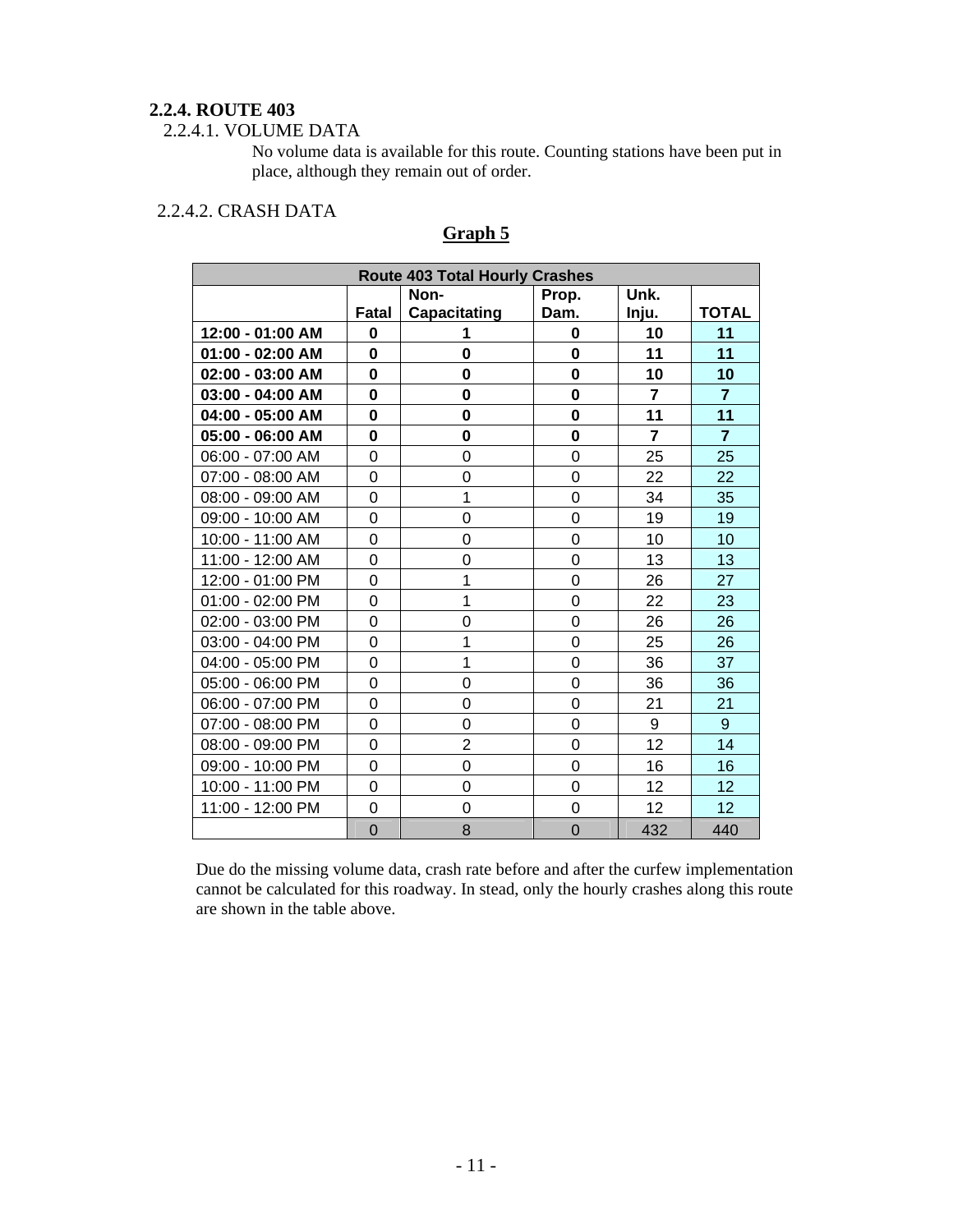## 2.2.4. ROUTE 403

### 2.2.4.1. VOLUME DATA

No volume data is available for this route. Counting stations have been put in place, although they remain out of order.

### 2.2.4.2. CRASH DATA

**Graph 5**

| Route 403 Total Hourly Crashes | | | | | |
|---|---|---|---|---|---|
| | Fatal | Non-Capacitating | Prop. Dam. | Unk. Inju. | TOTAL |
| **12:00 - 01:00 AM** | **0** | **1** | **0** | **10** | **11** |
| **01:00 - 02:00 AM** | **0** | **0** | **0** | **11** | **11** |
| **02:00 - 03:00 AM** | **0** | **0** | **0** | **10** | **10** |
| **03:00 - 04:00 AM** | **0** | **0** | **0** | **7** | **7** |
| **04:00 - 05:00 AM** | **0** | **0** | **0** | **11** | **11** |
| **05:00 - 06:00 AM** | **0** | **0** | **0** | **7** | **7** |
| 06:00 - 07:00 AM | 0 | 0 | 0 | 25 | 25 |
| 07:00 - 08:00 AM | 0 | 0 | 0 | 22 | 22 |
| 08:00 - 09:00 AM | 0 | 1 | 0 | 34 | 35 |
| 09:00 - 10:00 AM | 0 | 0 | 0 | 19 | 19 |
| 10:00 - 11:00 AM | 0 | 0 | 0 | 10 | 10 |
| 11:00 - 12:00 AM | 0 | 0 | 0 | 13 | 13 |
| 12:00 - 01:00 PM | 0 | 1 | 0 | 26 | 27 |
| 01:00 - 02:00 PM | 0 | 1 | 0 | 22 | 23 |
| 02:00 - 03:00 PM | 0 | 0 | 0 | 26 | 26 |
| 03:00 - 04:00 PM | 0 | 1 | 0 | 25 | 26 |
| 04:00 - 05:00 PM | 0 | 1 | 0 | 36 | 37 |
| 05:00 - 06:00 PM | 0 | 0 | 0 | 36 | 36 |
| 06:00 - 07:00 PM | 0 | 0 | 0 | 21 | 21 |
| 07:00 - 08:00 PM | 0 | 0 | 0 | 9 | 9 |
| 08:00 - 09:00 PM | 0 | 2 | 0 | 12 | 14 |
| 09:00 - 10:00 PM | 0 | 0 | 0 | 16 | 16 |
| 10:00 - 11:00 PM | 0 | 0 | 0 | 12 | 12 |
| 11:00 - 12:00 PM | 0 | 0 | 0 | 12 | 12 |
| | 0 | 8 | 0 | 432 | 440 |

Due do the missing volume data, crash rate before and after the curfew implementation cannot be calculated for this roadway. In stead, only the hourly crashes along this route are shown in the table above.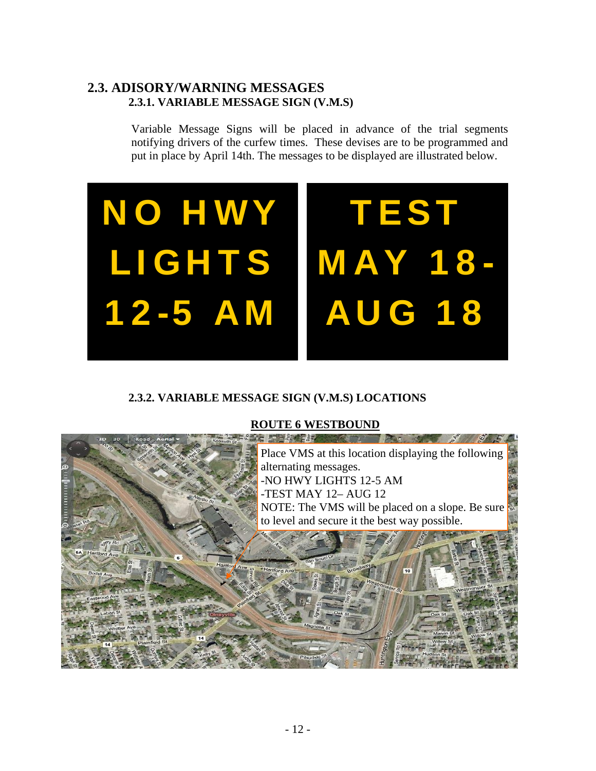## 2.3. ADISORY/WARNING MESSAGES

### 2.3.1. VARIABLE MESSAGE SIGN (V.M.S)

Variable Message Signs will be placed in advance of the trial segments notifying drivers of the curfew times. These devises are to be programmed and put in place by April 14th. The messages to be displayed are illustrated below.

| NO HWY LIGHTS 12-5 AM | TEST MAY 18- AUG 18 |
| --- | --- |

### 2.3.2. VARIABLE MESSAGE SIGN (V.M.S) LOCATIONS

**ROUTE 6 WESTBOUND**

Place VMS at this location displaying the following alternating messages.
-NO HWY LIGHTS 12-5 AM
-TEST MAY 12– AUG 12
NOTE: The VMS will be placed on a slope. Be sure to level and secure it the best way possible.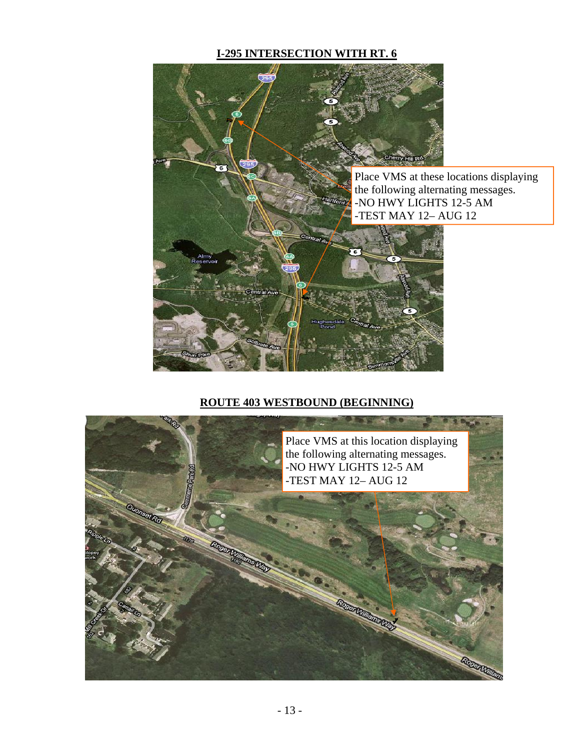## I-295 INTERSECTION WITH RT. 6

Place VMS at these locations displaying the following alternating messages.
-NO HWY LIGHTS 12-5 AM
-TEST MAY 12– AUG 12

## ROUTE 403 WESTBOUND (BEGINNING)

Place VMS at this location displaying the following alternating messages.
-NO HWY LIGHTS 12-5 AM
-TEST MAY 12– AUG 12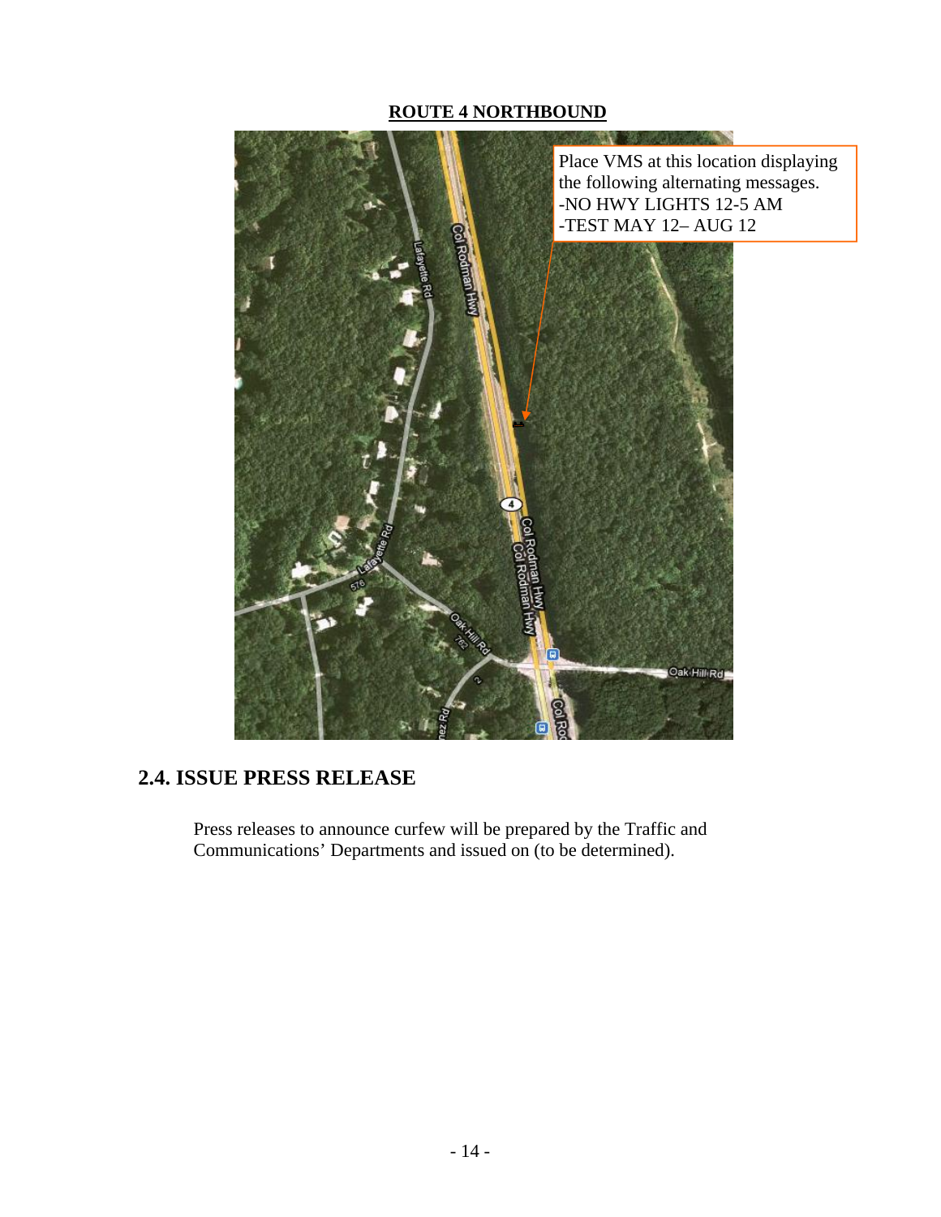**ROUTE 4 NORTHBOUND**

Place VMS at this location displaying the following alternating messages.
-NO HWY LIGHTS 12-5 AM
-TEST MAY 12– AUG 12

## 2.4. ISSUE PRESS RELEASE

Press releases to announce curfew will be prepared by the Traffic and Communications' Departments and issued on (to be determined).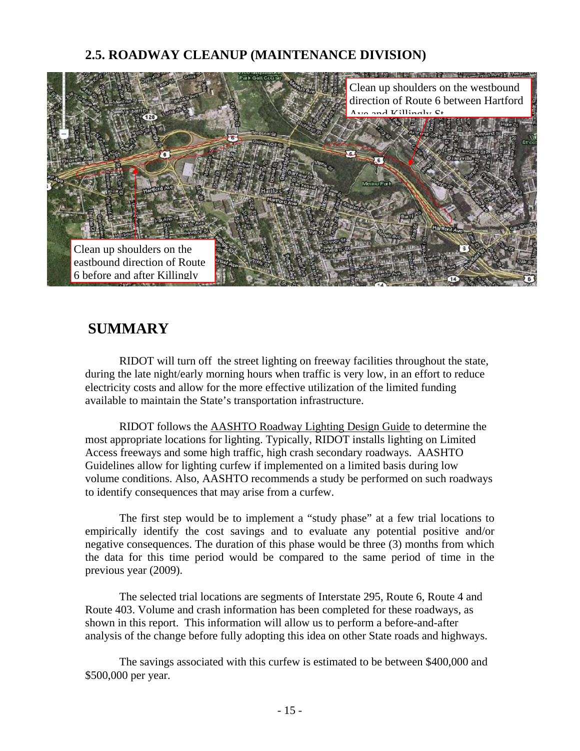## 2.5. ROADWAY CLEANUP (MAINTENANCE DIVISION)

Clean up shoulders on the westbound direction of Route 6 between Hartford Ave and Killingly St

Clean up shoulders on the eastbound direction of Route 6 before and after Killingly

## SUMMARY

RIDOT will turn off the street lighting on freeway facilities throughout the state, during the late night/early morning hours when traffic is very low, in an effort to reduce electricity costs and allow for the more effective utilization of the limited funding available to maintain the State's transportation infrastructure.

RIDOT follows the AASHTO Roadway Lighting Design Guide to determine the most appropriate locations for lighting. Typically, RIDOT installs lighting on Limited Access freeways and some high traffic, high crash secondary roadways. AASHTO Guidelines allow for lighting curfew if implemented on a limited basis during low volume conditions. Also, AASHTO recommends a study be performed on such roadways to identify consequences that may arise from a curfew.

The first step would be to implement a "study phase" at a few trial locations to empirically identify the cost savings and to evaluate any potential positive and/or negative consequences. The duration of this phase would be three (3) months from which the data for this time period would be compared to the same period of time in the previous year (2009).

The selected trial locations are segments of Interstate 295, Route 6, Route 4 and Route 403. Volume and crash information has been completed for these roadways, as shown in this report. This information will allow us to perform a before-and-after analysis of the change before fully adopting this idea on other State roads and highways.

The savings associated with this curfew is estimated to be between $400,000 and $500,000 per year.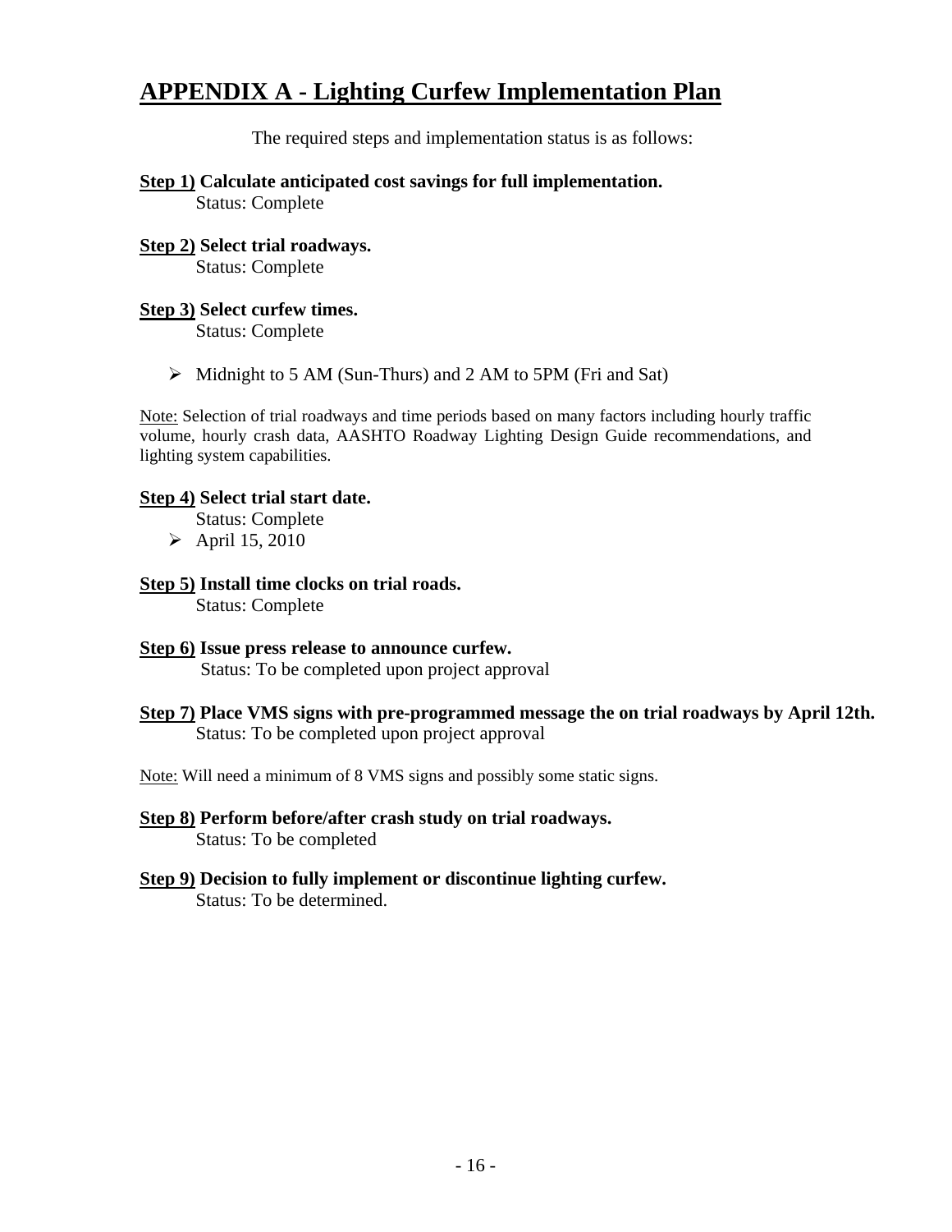# APPENDIX A - Lighting Curfew Implementation Plan

The required steps and implementation status is as follows:

**Step 1) Calculate anticipated cost savings for full implementation.**
Status: Complete

**Step 2) Select trial roadways.**
Status: Complete

**Step 3) Select curfew times.**
Status: Complete

- Midnight to 5 AM (Sun-Thurs) and 2 AM to 5PM (Fri and Sat)

Note: Selection of trial roadways and time periods based on many factors including hourly traffic volume, hourly crash data, AASHTO Roadway Lighting Design Guide recommendations, and lighting system capabilities.

**Step 4) Select trial start date.**
Status: Complete

- April 15, 2010

**Step 5) Install time clocks on trial roads.**
Status: Complete

**Step 6) Issue press release to announce curfew.**
Status: To be completed upon project approval

**Step 7) Place VMS signs with pre-programmed message the on trial roadways by April 12th.**
Status: To be completed upon project approval

Note: Will need a minimum of 8 VMS signs and possibly some static signs.

**Step 8) Perform before/after crash study on trial roadways.**
Status: To be completed

**Step 9) Decision to fully implement or discontinue lighting curfew.**
Status: To be determined.